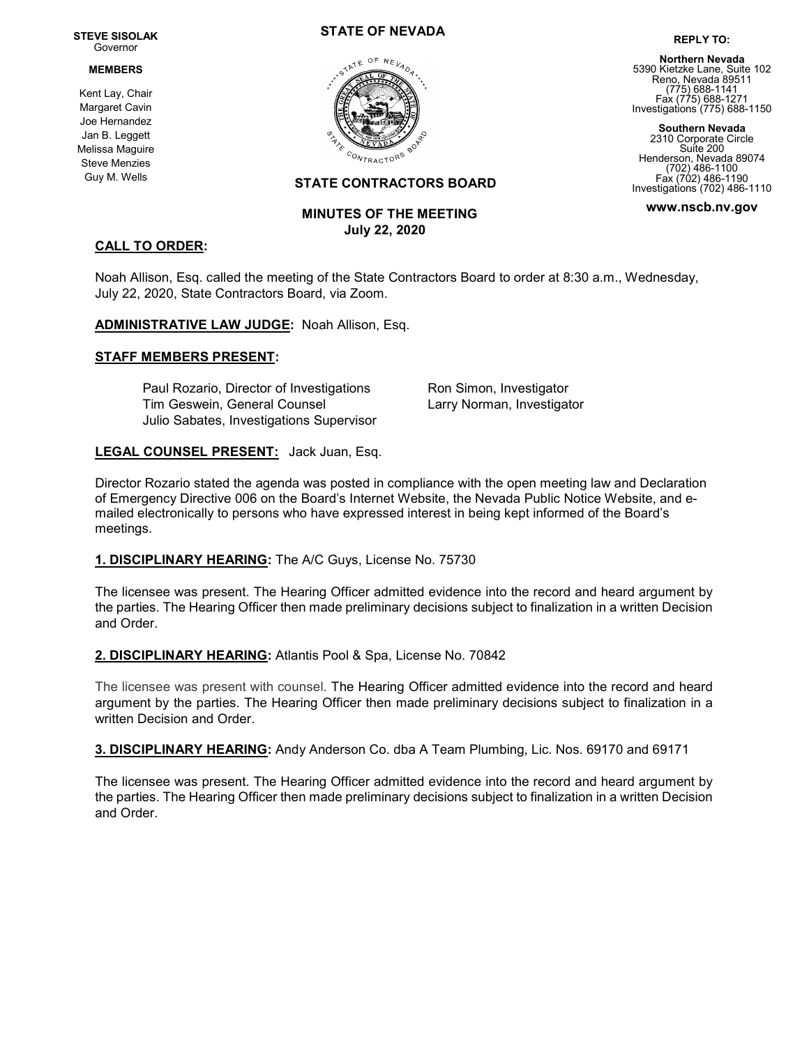**STEVE SISOLAK**
Governor

**MEMBERS**

Kent Lay, Chair
Margaret Cavin
Joe Hernandez
Jan B. Leggett
Melissa Maguire
Steve Menzies
Guy M. Wells

**STATE OF NEVADA**

**STATE CONTRACTORS BOARD**

**REPLY TO:**

**Northern Nevada**
5390 Kietzke Lane, Suite 102
Reno, Nevada 89511
(775) 688-1141
Fax (775) 688-1271
Investigations (775) 688-1150

**Southern Nevada**
2310 Corporate Circle
Suite 200
Henderson, Nevada 89074
(702) 486-1100
Fax (702) 486-1190
Investigations (702) 486-1110

**www.nscb.nv.gov**

**MINUTES OF THE MEETING**
**July 22, 2020**

**CALL TO ORDER:**

Noah Allison, Esq. called the meeting of the State Contractors Board to order at 8:30 a.m., Wednesday, July 22, 2020, State Contractors Board, via Zoom.

**ADMINISTRATIVE LAW JUDGE:** Noah Allison, Esq.

**STAFF MEMBERS PRESENT:**

Paul Rozario, Director of Investigations
Tim Geswein, General Counsel
Julio Sabates, Investigations Supervisor
Ron Simon, Investigator
Larry Norman, Investigator

**LEGAL COUNSEL PRESENT:** Jack Juan, Esq.

Director Rozario stated the agenda was posted in compliance with the open meeting law and Declaration of Emergency Directive 006 on the Board's Internet Website, the Nevada Public Notice Website, and e-mailed electronically to persons who have expressed interest in being kept informed of the Board's meetings.

**1. DISCIPLINARY HEARING:** The A/C Guys, License No. 75730

The licensee was present. The Hearing Officer admitted evidence into the record and heard argument by the parties. The Hearing Officer then made preliminary decisions subject to finalization in a written Decision and Order.

**2. DISCIPLINARY HEARING:** Atlantis Pool & Spa, License No. 70842

The licensee was present with counsel. The Hearing Officer admitted evidence into the record and heard argument by the parties. The Hearing Officer then made preliminary decisions subject to finalization in a written Decision and Order.

**3. DISCIPLINARY HEARING:** Andy Anderson Co. dba A Team Plumbing, Lic. Nos. 69170 and 69171

The licensee was present. The Hearing Officer admitted evidence into the record and heard argument by the parties. The Hearing Officer then made preliminary decisions subject to finalization in a written Decision and Order.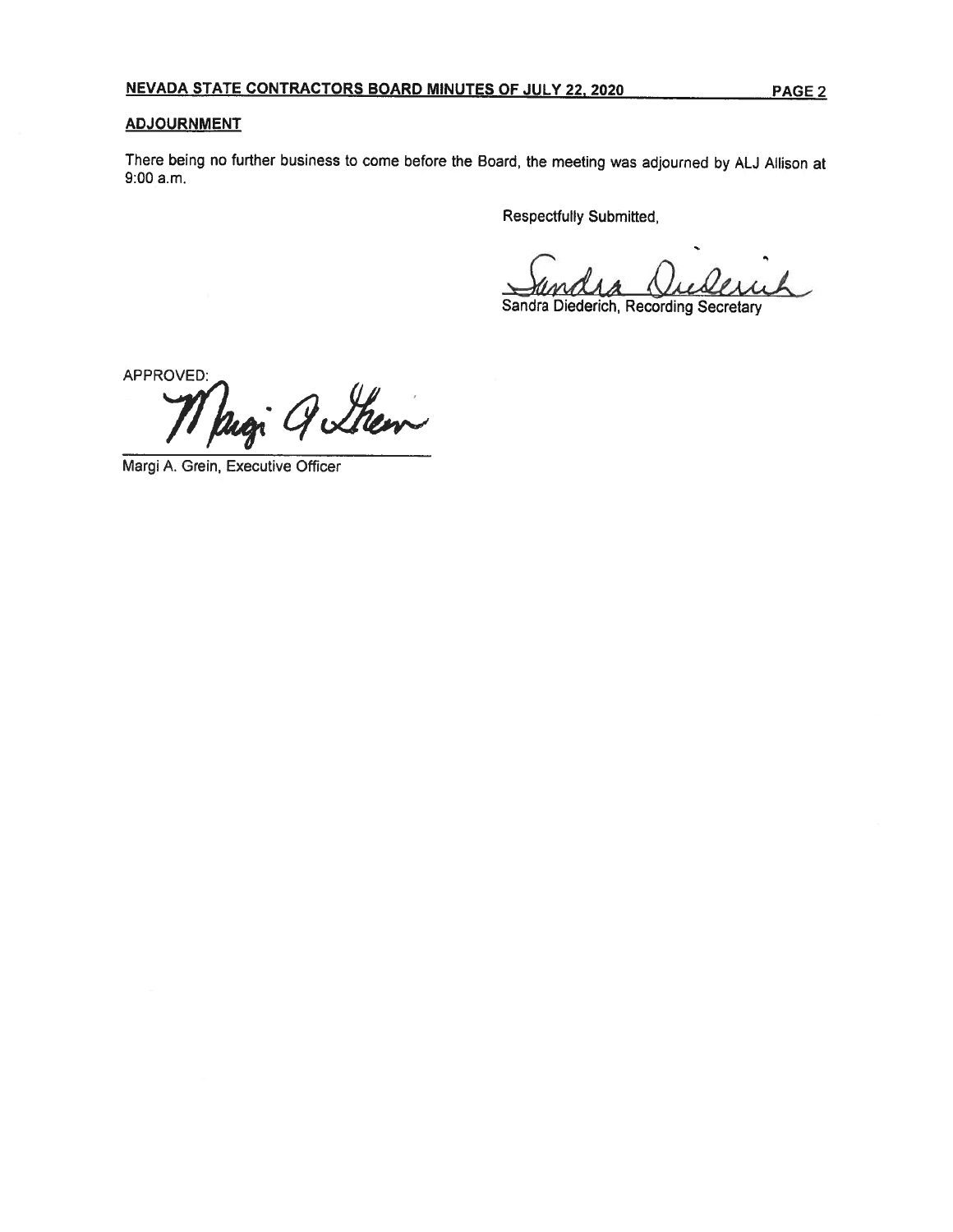## ADJOURNMENT

There being no further business to come before the Board, the meeting was adjourned by ALJ Allison at 9:00 a.m.

Respectfully Submitted,

Sandra Diederich, Recording Secretary

APPROVED:

Margi A. Grein, Executive Officer